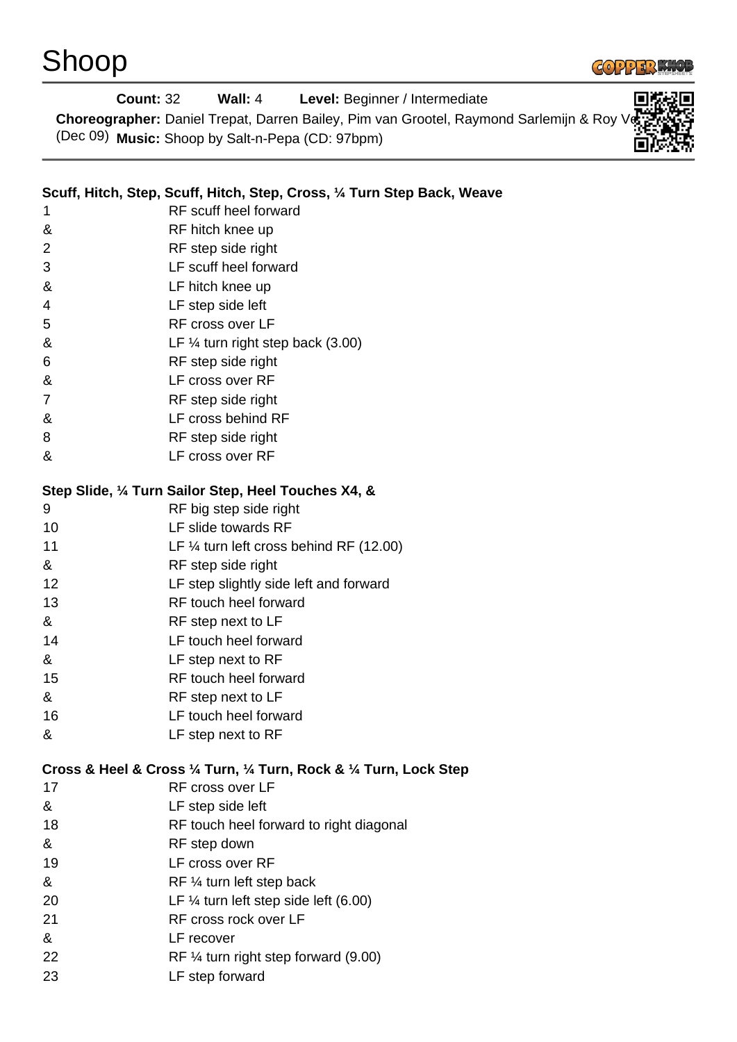# Shoop

**Count:** 32 **Wall:** 4 **Level:** Beginner / Intermediate

**Choreographer:** Daniel Trepat, Darren Bailey, Pim van Grootel, Raymond Sarlemijn & Roy Ve (Dec 09)

**Music:** Shoop by Salt-n-Pepa (CD: 97bpm)

**Scuff, Hitch, Step, Scuff, Hitch, Step, Cross, ¼ Turn Step Back, Weave**

| | |
|---|---|
| 1 | RF scuff heel forward |
| & | RF hitch knee up |
| 2 | RF step side right |
| 3 | LF scuff heel forward |
| & | LF hitch knee up |
| 4 | LF step side left |
| 5 | RF cross over LF |
| & | LF ¼ turn right step back (3.00) |
| 6 | RF step side right |
| & | LF cross over RF |
| 7 | RF step side right |
| & | LF cross behind RF |
| 8 | RF step side right |
| & | LF cross over RF |

**Step Slide, ¼ Turn Sailor Step, Heel Touches X4, &**

| | |
|---|---|
| 9 | RF big step side right |
| 10 | LF slide towards RF |
| 11 | LF ¼ turn left cross behind RF (12.00) |
| & | RF step side right |
| 12 | LF step slightly side left and forward |
| 13 | RF touch heel forward |
| & | RF step next to LF |
| 14 | LF touch heel forward |
| & | LF step next to RF |
| 15 | RF touch heel forward |
| & | RF step next to LF |
| 16 | LF touch heel forward |
| & | LF step next to RF |

**Cross & Heel & Cross ¼ Turn, ¼ Turn, Rock & ¼ Turn, Lock Step**

| | |
|---|---|
| 17 | RF cross over LF |
| & | LF step side left |
| 18 | RF touch heel forward to right diagonal |
| & | RF step down |
| 19 | LF cross over RF |
| & | RF ¼ turn left step back |
| 20 | LF ¼ turn left step side left (6.00) |
| 21 | RF cross rock over LF |
| & | LF recover |
| 22 | RF ¼ turn right step forward (9.00) |
| 23 | LF step forward |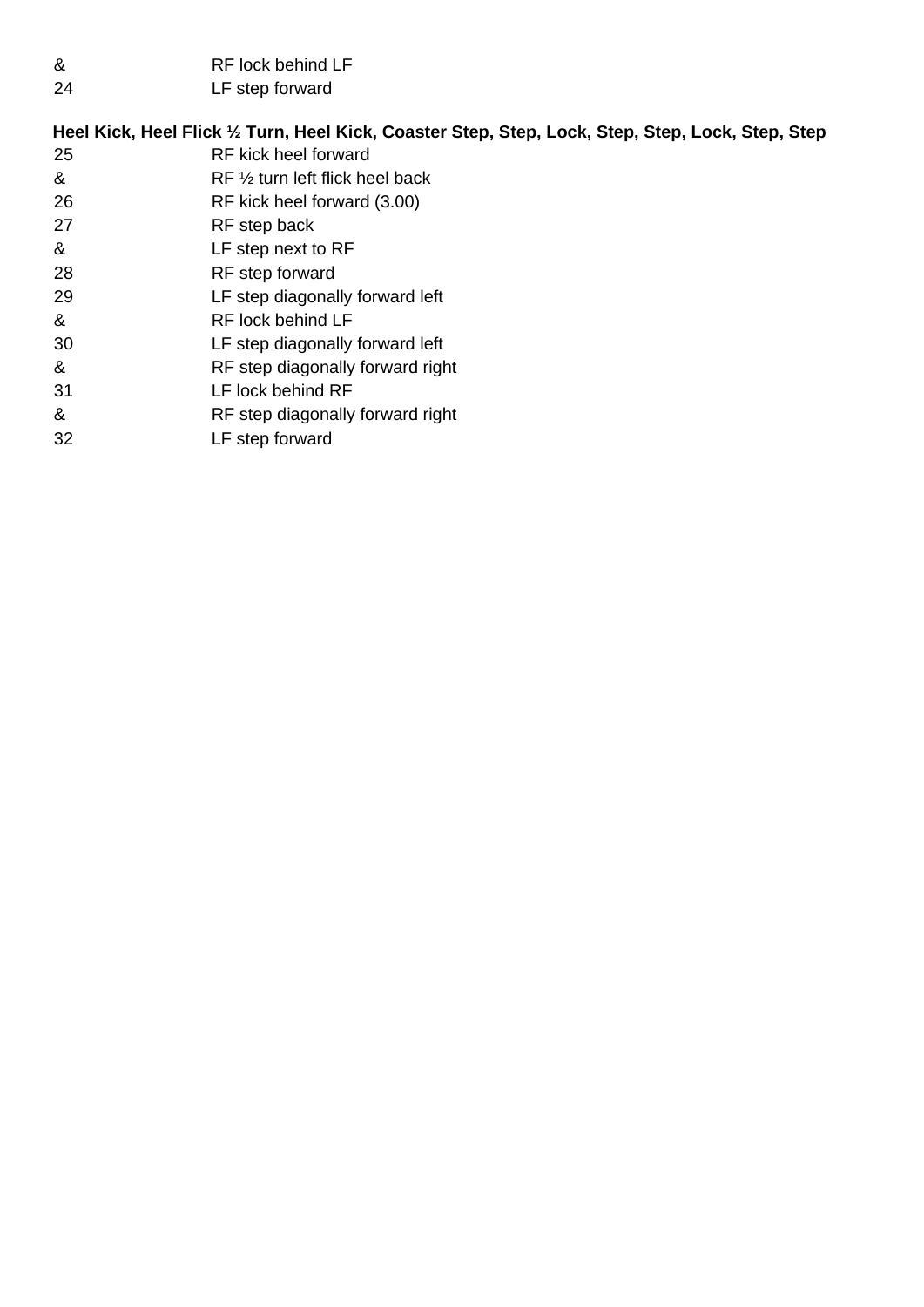| | |
|---|---|
| & | RF lock behind LF |
| 24 | LF step forward |

**Heel Kick, Heel Flick ½ Turn, Heel Kick, Coaster Step, Step, Lock, Step, Step, Lock, Step, Step**

| | |
|---|---|
| 25 | RF kick heel forward |
| & | RF ½ turn left flick heel back |
| 26 | RF kick heel forward (3.00) |
| 27 | RF step back |
| & | LF step next to RF |
| 28 | RF step forward |
| 29 | LF step diagonally forward left |
| & | RF lock behind LF |
| 30 | LF step diagonally forward left |
| & | RF step diagonally forward right |
| 31 | LF lock behind RF |
| & | RF step diagonally forward right |
| 32 | LF step forward |